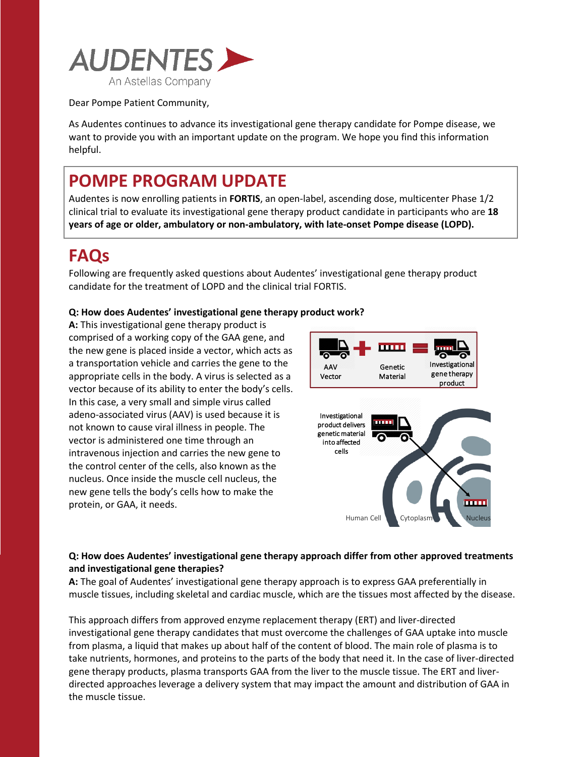AUDENTES
An Astellas Company

Dear Pompe Patient Community,

As Audentes continues to advance its investigational gene therapy candidate for Pompe disease, we want to provide you with an important update on the program. We hope you find this information helpful.

## POMPE PROGRAM UPDATE

Audentes is now enrolling patients in **FORTIS**, an open-label, ascending dose, multicenter Phase 1/2 clinical trial to evaluate its investigational gene therapy product candidate in participants who are **18 years of age or older, ambulatory or non-ambulatory, with late-onset Pompe disease (LOPD).**

## FAQs

Following are frequently asked questions about Audentes' investigational gene therapy product candidate for the treatment of LOPD and the clinical trial FORTIS.

**Q: How does Audentes' investigational gene therapy product work?**

**A:** This investigational gene therapy product is comprised of a working copy of the GAA gene, and the new gene is placed inside a vector, which acts as a transportation vehicle and carries the gene to the appropriate cells in the body. A virus is selected as a vector because of its ability to enter the body's cells. In this case, a very small and simple virus called adeno-associated virus (AAV) is used because it is not known to cause viral illness in people. The vector is administered one time through an intravenous injection and carries the new gene to the control center of the cells, also known as the nucleus. Once inside the muscle cell nucleus, the new gene tells the body's cells how to make the protein, or GAA, it needs.

AAV Vector + Genetic Material = Investigational gene therapy product

Investigational product delivers genetic material into affected cells

Human Cell — Cytoplasm — Nucleus

**Q: How does Audentes' investigational gene therapy approach differ from other approved treatments and investigational gene therapies?**

**A:** The goal of Audentes' investigational gene therapy approach is to express GAA preferentially in muscle tissues, including skeletal and cardiac muscle, which are the tissues most affected by the disease.

This approach differs from approved enzyme replacement therapy (ERT) and liver-directed investigational gene therapy candidates that must overcome the challenges of GAA uptake into muscle from plasma, a liquid that makes up about half of the content of blood. The main role of plasma is to take nutrients, hormones, and proteins to the parts of the body that need it. In the case of liver-directed gene therapy products, plasma transports GAA from the liver to the muscle tissue. The ERT and liver-directed approaches leverage a delivery system that may impact the amount and distribution of GAA in the muscle tissue.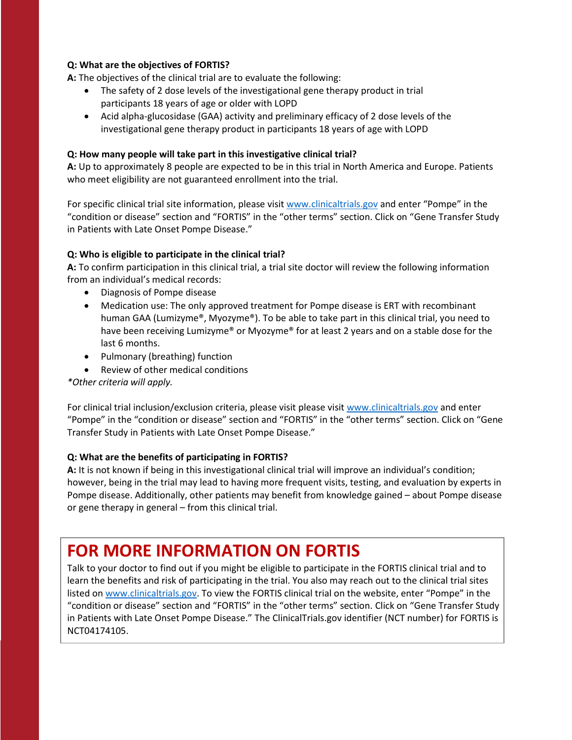**Q: What are the objectives of FORTIS?**

**A:** The objectives of the clinical trial are to evaluate the following:

- The safety of 2 dose levels of the investigational gene therapy product in trial participants 18 years of age or older with LOPD
- Acid alpha-glucosidase (GAA) activity and preliminary efficacy of 2 dose levels of the investigational gene therapy product in participants 18 years of age with LOPD

**Q: How many people will take part in this investigative clinical trial?**

**A:** Up to approximately 8 people are expected to be in this trial in North America and Europe. Patients who meet eligibility are not guaranteed enrollment into the trial.

For specific clinical trial site information, please visit [www.clinicaltrials.gov](http://www.clinicaltrials.gov) and enter "Pompe" in the "condition or disease" section and "FORTIS" in the "other terms" section. Click on "Gene Transfer Study in Patients with Late Onset Pompe Disease."

**Q: Who is eligible to participate in the clinical trial?**

**A:** To confirm participation in this clinical trial, a trial site doctor will review the following information from an individual's medical records:

- Diagnosis of Pompe disease
- Medication use: The only approved treatment for Pompe disease is ERT with recombinant human GAA (Lumizyme®, Myozyme®). To be able to take part in this clinical trial, you need to have been receiving Lumizyme® or Myozyme® for at least 2 years and on a stable dose for the last 6 months.
- Pulmonary (breathing) function
- Review of other medical conditions

*\*Other criteria will apply.*

For clinical trial inclusion/exclusion criteria, please visit please visit [www.clinicaltrials.gov](http://www.clinicaltrials.gov) and enter "Pompe" in the "condition or disease" section and "FORTIS" in the "other terms" section. Click on "Gene Transfer Study in Patients with Late Onset Pompe Disease."

**Q: What are the benefits of participating in FORTIS?**

**A:** It is not known if being in this investigational clinical trial will improve an individual's condition; however, being in the trial may lead to having more frequent visits, testing, and evaluation by experts in Pompe disease. Additionally, other patients may benefit from knowledge gained – about Pompe disease or gene therapy in general – from this clinical trial.

# FOR MORE INFORMATION ON FORTIS

Talk to your doctor to find out if you might be eligible to participate in the FORTIS clinical trial and to learn the benefits and risk of participating in the trial. You also may reach out to the clinical trial sites listed on [www.clinicaltrials.gov](http://www.clinicaltrials.gov). To view the FORTIS clinical trial on the website, enter "Pompe" in the "condition or disease" section and "FORTIS" in the "other terms" section. Click on "Gene Transfer Study in Patients with Late Onset Pompe Disease." The ClinicalTrials.gov identifier (NCT number) for FORTIS is NCT04174105.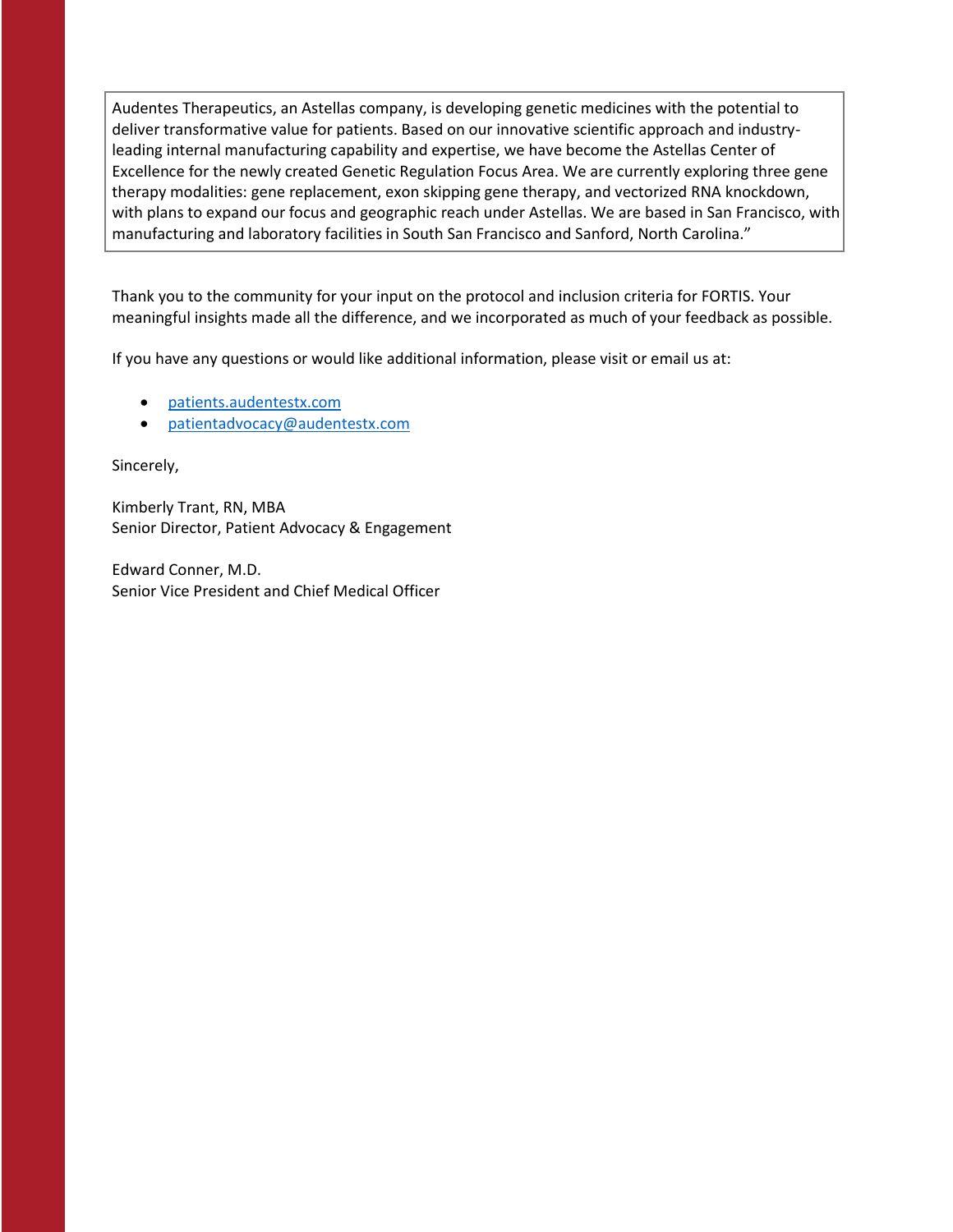Audentes Therapeutics, an Astellas company, is developing genetic medicines with the potential to deliver transformative value for patients. Based on our innovative scientific approach and industry-leading internal manufacturing capability and expertise, we have become the Astellas Center of Excellence for the newly created Genetic Regulation Focus Area. We are currently exploring three gene therapy modalities: gene replacement, exon skipping gene therapy, and vectorized RNA knockdown, with plans to expand our focus and geographic reach under Astellas. We are based in San Francisco, with manufacturing and laboratory facilities in South San Francisco and Sanford, North Carolina."

Thank you to the community for your input on the protocol and inclusion criteria for FORTIS. Your meaningful insights made all the difference, and we incorporated as much of your feedback as possible.

If you have any questions or would like additional information, please visit or email us at:

- patients.audentestx.com
- patientadvocacy@audentestx.com

Sincerely,

Kimberly Trant, RN, MBA
Senior Director, Patient Advocacy & Engagement

Edward Conner, M.D.
Senior Vice President and Chief Medical Officer